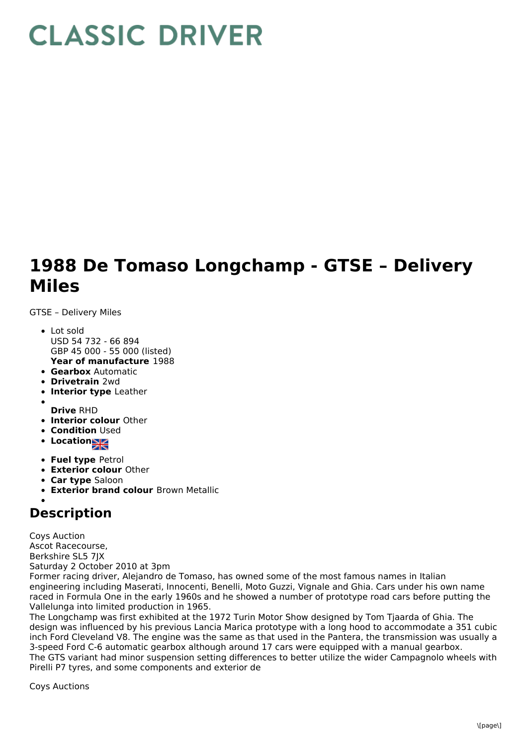# CLASSIC DRIVER

# 1988 De Tomaso Longchamp - GTSE – Delivery Miles

GTSE – Delivery Miles

- Lot sold
  USD 54 732 - 66 894
  GBP 45 000 - 55 000 (listed)
  **Year of manufacture** 1988
- **Gearbox** Automatic
- **Drivetrain** 2wd
- **Interior type** Leather
- 
  **Drive** RHD
- **Interior colour** Other
- **Condition** Used
- **Location**
- **Fuel type** Petrol
- **Exterior colour** Other
- **Car type** Saloon
- **Exterior brand colour** Brown Metallic
- 

## Description

Coys Auction
Ascot Racecourse,
Berkshire SL5 7JX
Saturday 2 October 2010 at 3pm
Former racing driver, Alejandro de Tomaso, has owned some of the most famous names in Italian engineering including Maserati, Innocenti, Benelli, Moto Guzzi, Vignale and Ghia. Cars under his own name raced in Formula One in the early 1960s and he showed a number of prototype road cars before putting the Vallelunga into limited production in 1965.
The Longchamp was first exhibited at the 1972 Turin Motor Show designed by Tom Tjaarda of Ghia. The design was influenced by his previous Lancia Marica prototype with a long hood to accommodate a 351 cubic inch Ford Cleveland V8. The engine was the same as that used in the Pantera, the transmission was usually a 3-speed Ford C-6 automatic gearbox although around 17 cars were equipped with a manual gearbox.
The GTS variant had minor suspension setting differences to better utilize the wider Campagnolo wheels with Pirelli P7 tyres, and some components and exterior de

Coys Auctions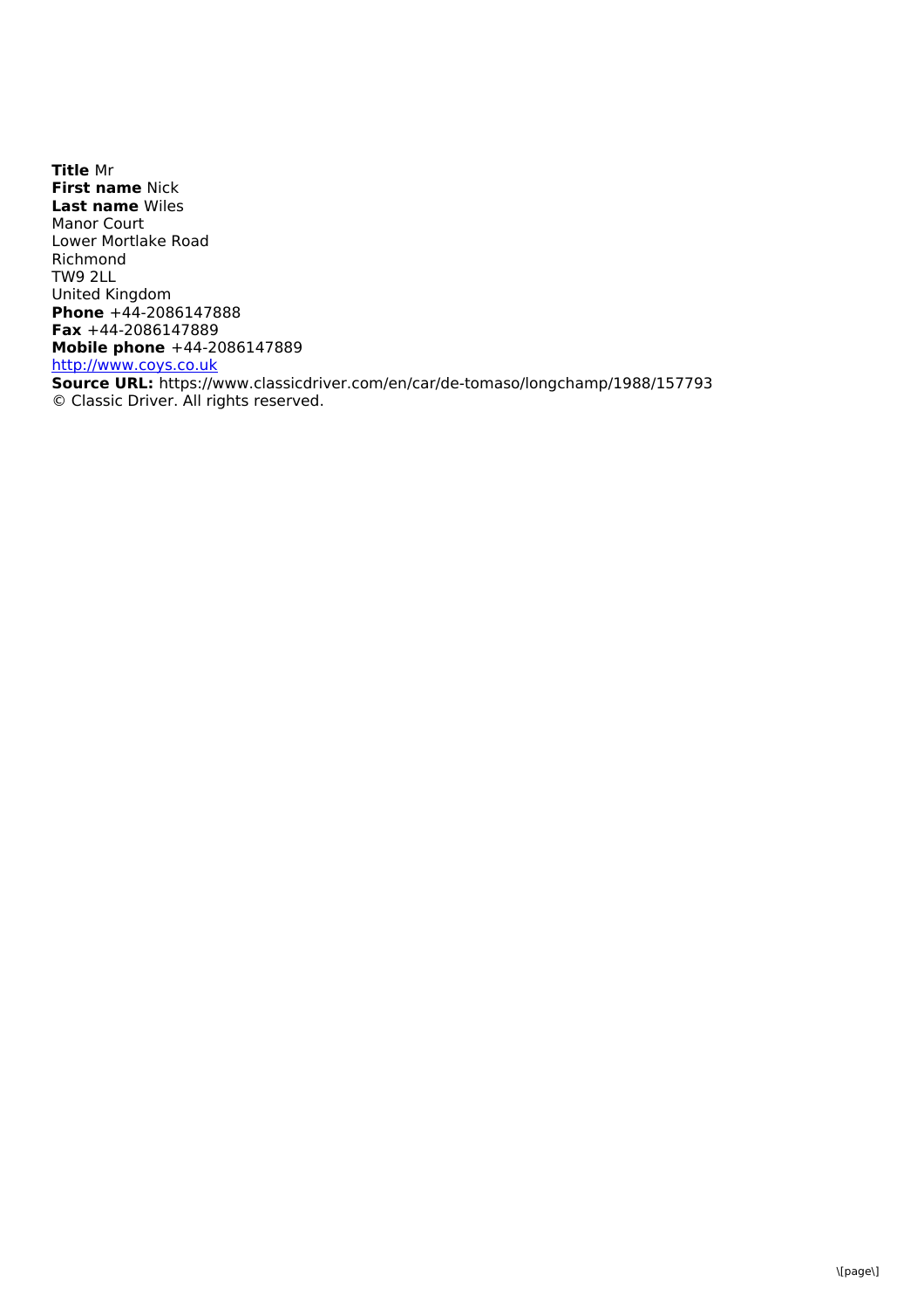**Title** Mr
**First name** Nick
**Last name** Wiles
Manor Court
Lower Mortlake Road
Richmond
TW9 2LL
United Kingdom
**Phone** +44-2086147888
**Fax** +44-2086147889
**Mobile phone** +44-2086147889
[http://www.coys.co.uk](http://www.coys.co.uk)
**Source URL:** https://www.classicdriver.com/en/car/de-tomaso/longchamp/1988/157793
© Classic Driver. All rights reserved.